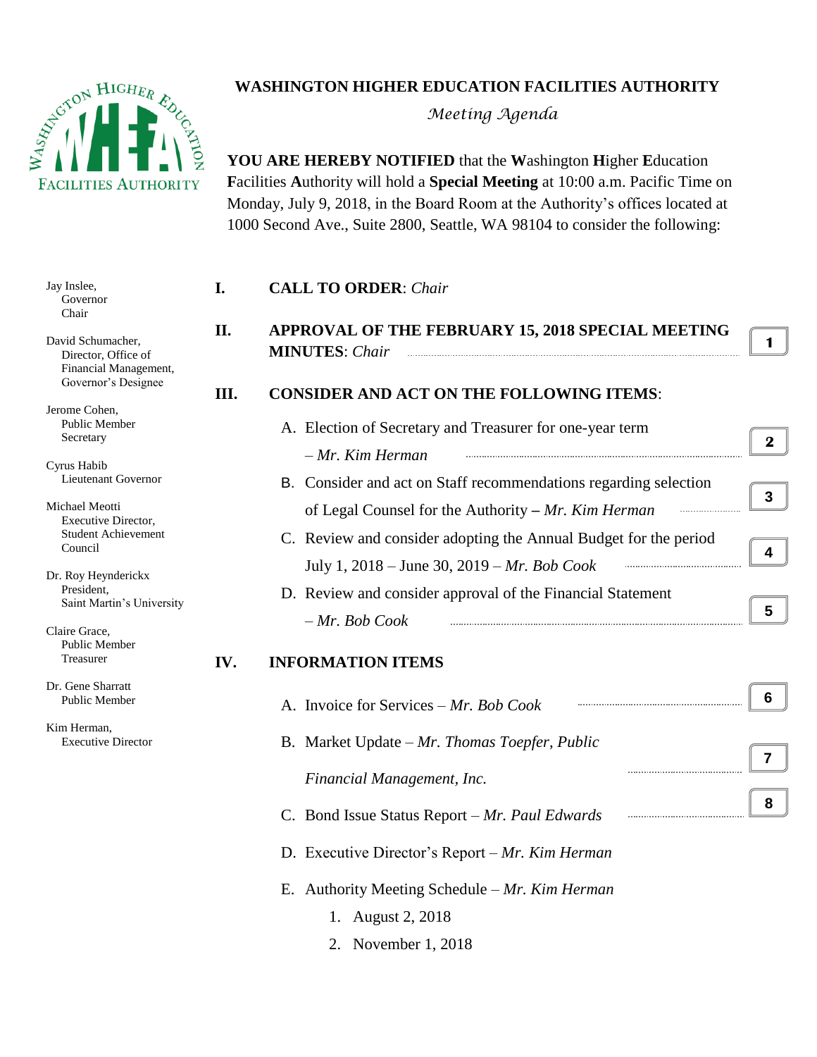# WASHINGTON HIGHER EDUCATION FACILITIES AUTHORITY

*Meeting Agenda*

**YOU ARE HEREBY NOTIFIED** that the **W**ashington **H**igher **E**ducation **F**acilities **A**uthority will hold a **Special Meeting** at 10:00 a.m. Pacific Time on Monday, July 9, 2018, in the Board Room at the Authority's offices located at 1000 Second Ave., Suite 2800, Seattle, WA 98104 to consider the following:

Jay Inslee,
Governor
Chair

David Schumacher,
Director, Office of Financial Management,
Governor's Designee

Jerome Cohen,
Public Member
Secretary

Cyrus Habib
Lieutenant Governor

Michael Meotti
Executive Director,
Student Achievement Council

Dr. Roy Heynderickx
President,
Saint Martin's University

Claire Grace,
Public Member
Treasurer

Dr. Gene Sharratt
Public Member

Kim Herman,
Executive Director

**I. CALL TO ORDER**: *Chair*

**II. APPROVAL OF THE FEBRUARY 15, 2018 SPECIAL MEETING MINUTES**: *Chair* ........ **1**

**III. CONSIDER AND ACT ON THE FOLLOWING ITEMS**:

A. Election of Secretary and Treasurer for one-year term – *Mr. Kim Herman* ........ **2**

B. Consider and act on Staff recommendations regarding selection of Legal Counsel for the Authority **–** *Mr. Kim Herman* ........ **3**

C. Review and consider adopting the Annual Budget for the period July 1, 2018 – June 30, 2019 – *Mr. Bob Cook* ........ **4**

D. Review and consider approval of the Financial Statement – *Mr. Bob Cook* ........ **5**

**IV. INFORMATION ITEMS**

A. Invoice for Services – *Mr. Bob Cook* ........ **6**

B. Market Update – *Mr. Thomas Toepfer, Public Financial Management, Inc.* ........ **7**

C. Bond Issue Status Report – *Mr. Paul Edwards* ........ **8**

D. Executive Director's Report – *Mr. Kim Herman*

E. Authority Meeting Schedule – *Mr. Kim Herman*

1. August 2, 2018
2. November 1, 2018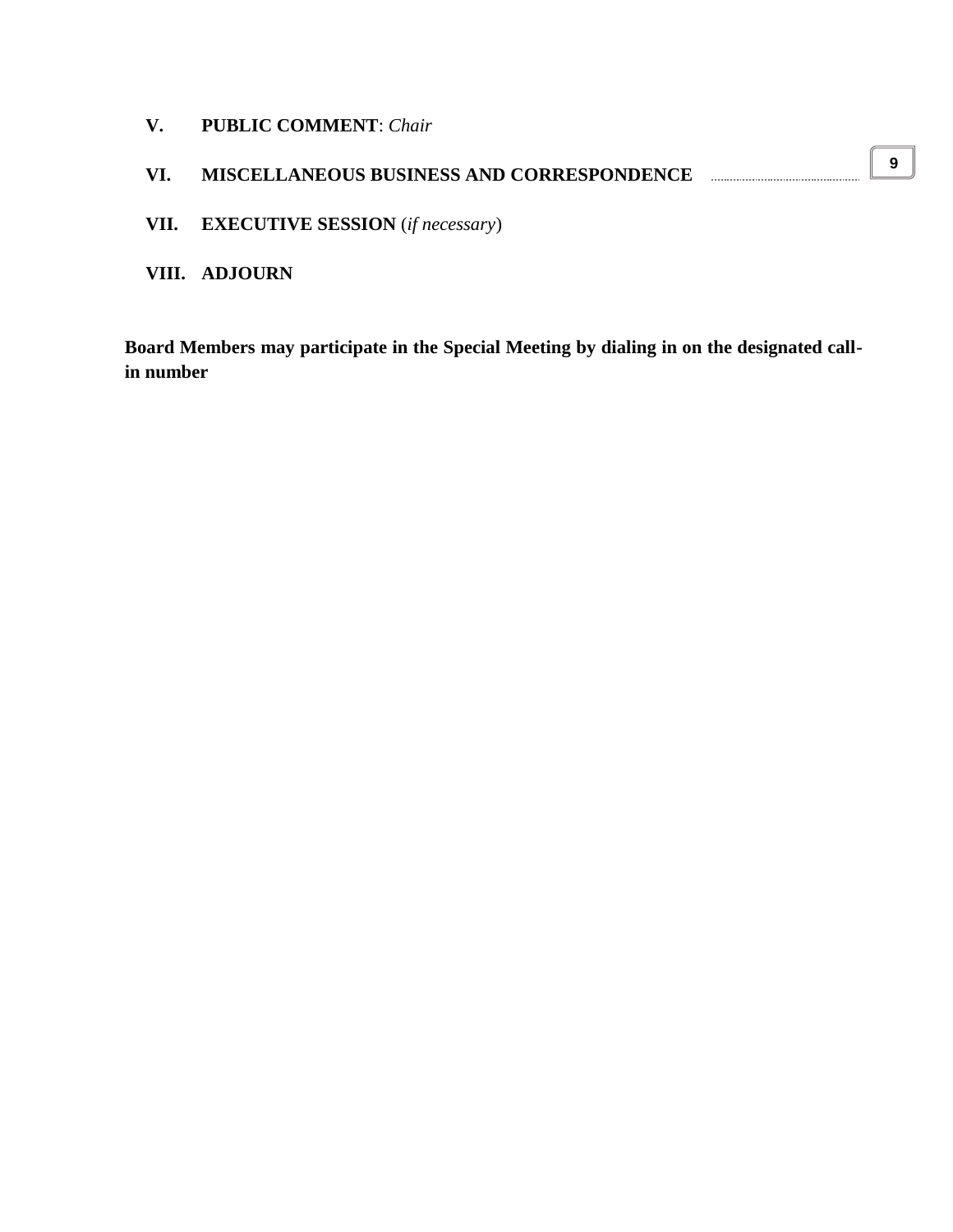**V. PUBLIC COMMENT**: *Chair*

**VI. MISCELLANEOUS BUSINESS AND CORRESPONDENCE** ............................................ 9

**VII. EXECUTIVE SESSION** (*if necessary*)

**VIII. ADJOURN**

**Board Members may participate in the Special Meeting by dialing in on the designated call-in number**